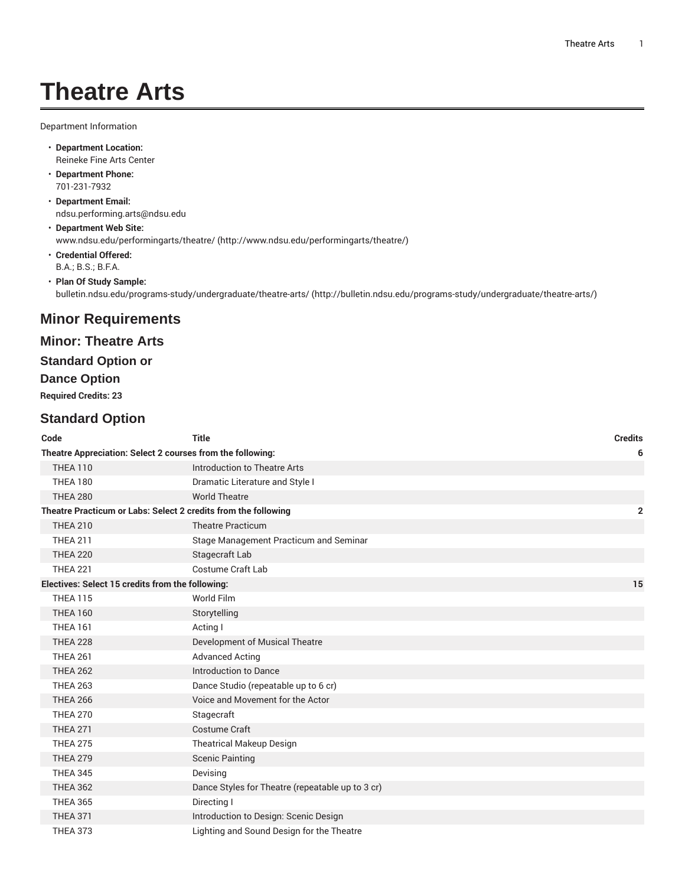# Theatre Arts

Department Information

- **Department Location:**
  Reineke Fine Arts Center
- **Department Phone:**
  701-231-7932
- **Department Email:**
  ndsu.performing.arts@ndsu.edu
- **Department Web Site:**
  www.ndsu.edu/performingarts/theatre/ (http://www.ndsu.edu/performingarts/theatre/)
- **Credential Offered:**
  B.A.; B.S.; B.F.A.
- **Plan Of Study Sample:**
  bulletin.ndsu.edu/programs-study/undergraduate/theatre-arts/ (http://bulletin.ndsu.edu/programs-study/undergraduate/theatre-arts/)

## Minor Requirements

## Minor: Theatre Arts

### Standard Option or

### Dance Option

**Required Credits: 23**

## Standard Option

| Code | Title | Credits |
|---|---|---|
| **Theatre Appreciation: Select 2 courses from the following:** | | **6** |
| THEA 110 | Introduction to Theatre Arts | |
| THEA 180 | Dramatic Literature and Style I | |
| THEA 280 | World Theatre | |
| **Theatre Practicum or Labs: Select 2 credits from the following** | | **2** |
| THEA 210 | Theatre Practicum | |
| THEA 211 | Stage Management Practicum and Seminar | |
| THEA 220 | Stagecraft Lab | |
| THEA 221 | Costume Craft Lab | |
| **Electives: Select 15 credits from the following:** | | **15** |
| THEA 115 | World Film | |
| THEA 160 | Storytelling | |
| THEA 161 | Acting I | |
| THEA 228 | Development of Musical Theatre | |
| THEA 261 | Advanced Acting | |
| THEA 262 | Introduction to Dance | |
| THEA 263 | Dance Studio (repeatable up to 6 cr) | |
| THEA 266 | Voice and Movement for the Actor | |
| THEA 270 | Stagecraft | |
| THEA 271 | Costume Craft | |
| THEA 275 | Theatrical Makeup Design | |
| THEA 279 | Scenic Painting | |
| THEA 345 | Devising | |
| THEA 362 | Dance Styles for Theatre (repeatable up to 3 cr) | |
| THEA 365 | Directing I | |
| THEA 371 | Introduction to Design: Scenic Design | |
| THEA 373 | Lighting and Sound Design for the Theatre | |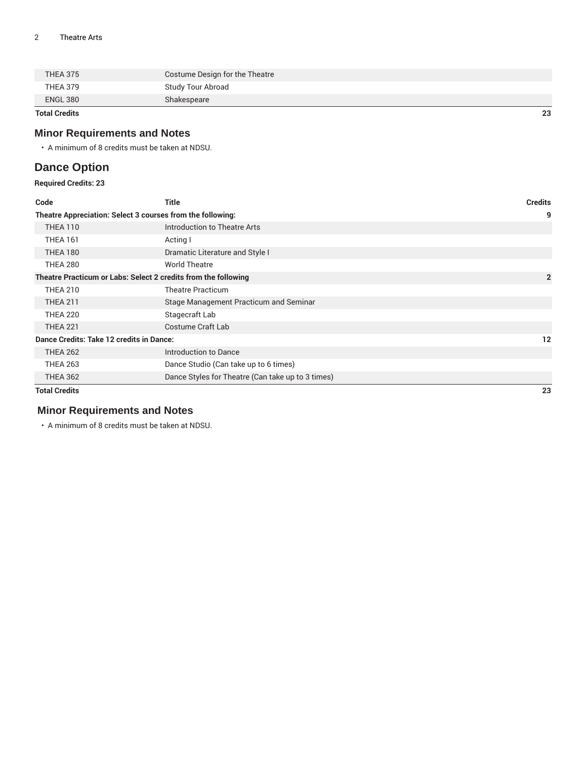| | | |
|---|---|---|
| THEA 375 | Costume Design for the Theatre | |
| THEA 379 | Study Tour Abroad | |
| ENGL 380 | Shakespeare | |
| **Total Credits** | | **23** |

## Minor Requirements and Notes

- A minimum of 8 credits must be taken at NDSU.

## Dance Option

**Required Credits: 23**

| Code | Title | Credits |
|---|---|---|
| **Theatre Appreciation: Select 3 courses from the following:** | | **9** |
| THEA 110 | Introduction to Theatre Arts | |
| THEA 161 | Acting I | |
| THEA 180 | Dramatic Literature and Style I | |
| THEA 280 | World Theatre | |
| **Theatre Practicum or Labs: Select 2 credits from the following** | | **2** |
| THEA 210 | Theatre Practicum | |
| THEA 211 | Stage Management Practicum and Seminar | |
| THEA 220 | Stagecraft Lab | |
| THEA 221 | Costume Craft Lab | |
| **Dance Credits: Take 12 credits in Dance:** | | **12** |
| THEA 262 | Introduction to Dance | |
| THEA 263 | Dance Studio (Can take up to 6 times) | |
| THEA 362 | Dance Styles for Theatre (Can take up to 3 times) | |
| **Total Credits** | | **23** |

## Minor Requirements and Notes

- A minimum of 8 credits must be taken at NDSU.